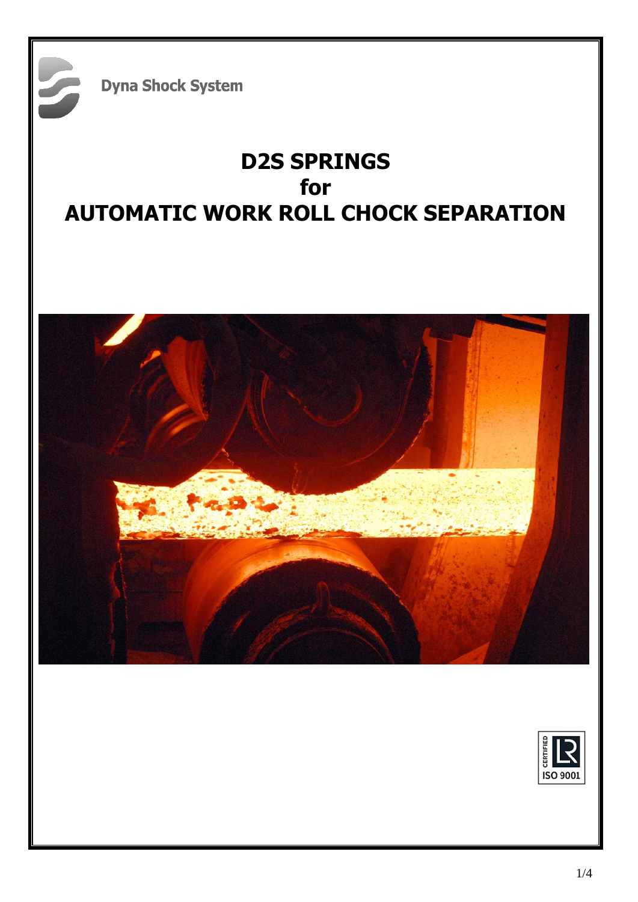Dyna Shock System

# D2S SPRINGS
# for
# AUTOMATIC WORK ROLL CHOCK SEPARATION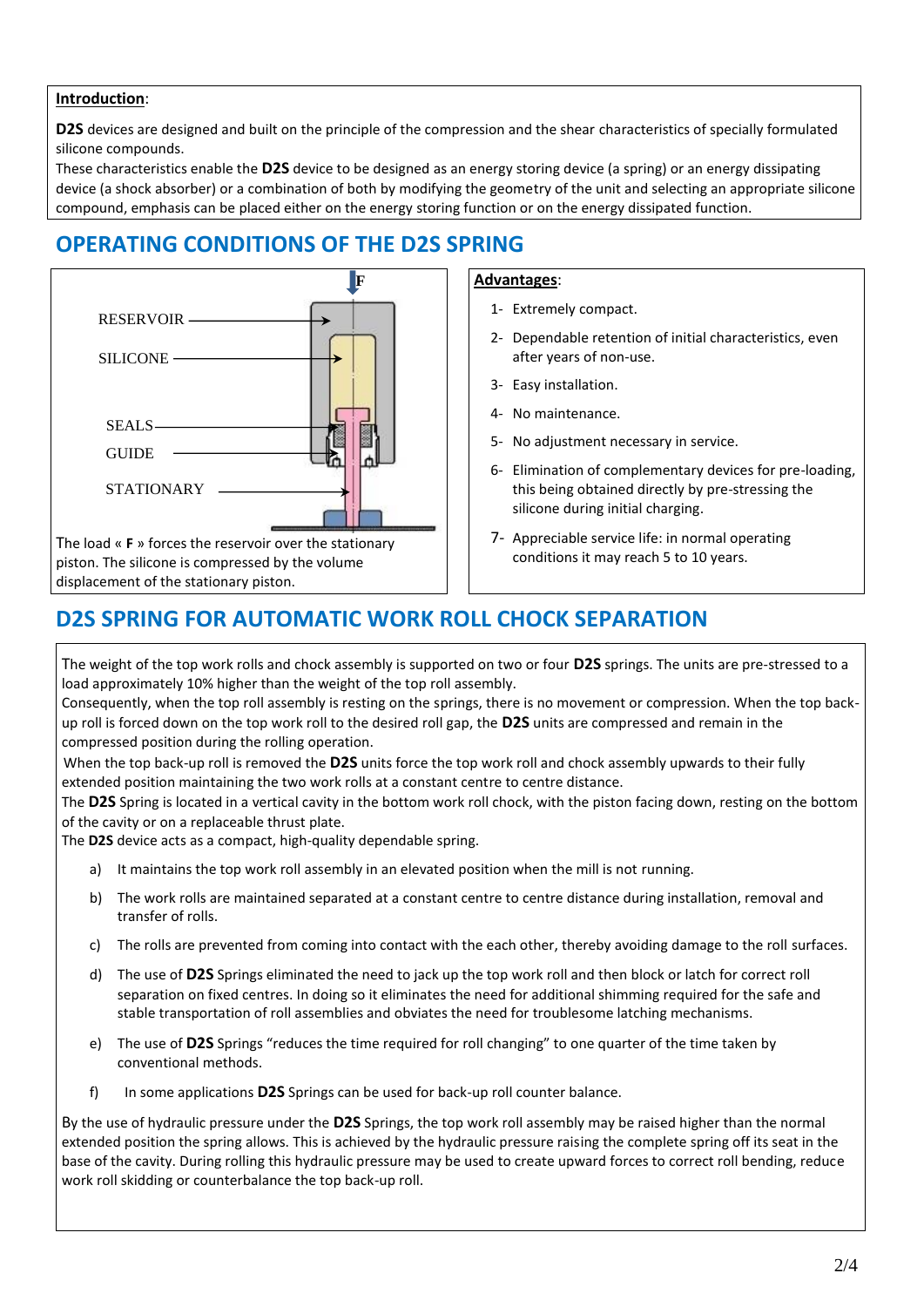**Introduction**:

**D2S** devices are designed and built on the principle of the compression and the shear characteristics of specially formulated silicone compounds.
These characteristics enable the **D2S** device to be designed as an energy storing device (a spring) or an energy dissipating device (a shock absorber) or a combination of both by modifying the geometry of the unit and selecting an appropriate silicone compound, emphasis can be placed either on the energy storing function or on the energy dissipated function.

## OPERATING CONDITIONS OF THE D2S SPRING

F

RESERVOIR

SILICONE

SEALS

GUIDE

STATIONARY

The load « **F** » forces the reservoir over the stationary piston. The silicone is compressed by the volume displacement of the stationary piston.

**Advantages**:

1- Extremely compact.
2- Dependable retention of initial characteristics, even after years of non-use.
3- Easy installation.
4- No maintenance.
5- No adjustment necessary in service.
6- Elimination of complementary devices for pre-loading, this being obtained directly by pre-stressing the silicone during initial charging.
7- Appreciable service life: in normal operating conditions it may reach 5 to 10 years.

## D2S SPRING FOR AUTOMATIC WORK ROLL CHOCK SEPARATION

The weight of the top work rolls and chock assembly is supported on two or four **D2S** springs. The units are pre-stressed to a load approximately 10% higher than the weight of the top roll assembly.
Consequently, when the top roll assembly is resting on the springs, there is no movement or compression. When the top back-up roll is forced down on the top work roll to the desired roll gap, the **D2S** units are compressed and remain in the compressed position during the rolling operation.
When the top back-up roll is removed the **D2S** units force the top work roll and chock assembly upwards to their fully extended position maintaining the two work rolls at a constant centre to centre distance.
The **D2S** Spring is located in a vertical cavity in the bottom work roll chock, with the piston facing down, resting on the bottom of the cavity or on a replaceable thrust plate.
The **D2S** device acts as a compact, high-quality dependable spring.

a) It maintains the top work roll assembly in an elevated position when the mill is not running.
b) The work rolls are maintained separated at a constant centre to centre distance during installation, removal and transfer of rolls.
c) The rolls are prevented from coming into contact with the each other, thereby avoiding damage to the roll surfaces.
d) The use of **D2S** Springs eliminated the need to jack up the top work roll and then block or latch for correct roll separation on fixed centres. In doing so it eliminates the need for additional shimming required for the safe and stable transportation of roll assemblies and obviates the need for troublesome latching mechanisms.
e) The use of **D2S** Springs "reduces the time required for roll changing" to one quarter of the time taken by conventional methods.
f) In some applications **D2S** Springs can be used for back-up roll counter balance.

By the use of hydraulic pressure under the **D2S** Springs, the top work roll assembly may be raised higher than the normal extended position the spring allows. This is achieved by the hydraulic pressure raising the complete spring off its seat in the base of the cavity. During rolling this hydraulic pressure may be used to create upward forces to correct roll bending, reduce work roll skidding or counterbalance the top back-up roll.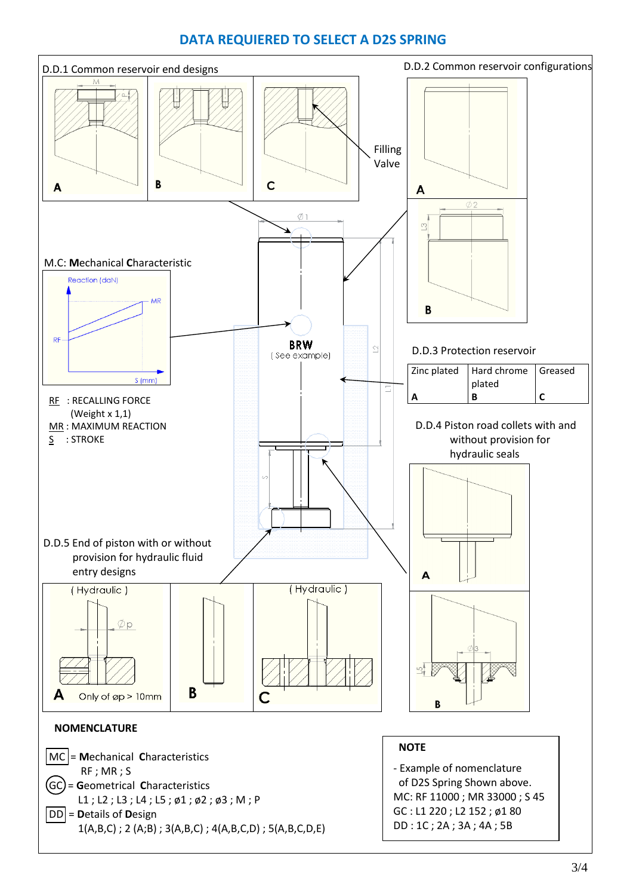# DATA REQUIERED TO SELECT A D2S SPRING

D.D.1 Common reservoir end designs

A — B — C

Filling Valve

D.D.2 Common reservoir configurations

A — B

M.C: **M**echanical **C**haracteristic

Reaction (daN)

MR

RF

S (mm)

RF : RECALLING FORCE (Weight x 1,1)

MR : MAXIMUM REACTION

S : STROKE

BRW (See example)

Ø1 — L1 — L2 — L3 — Ø2 — S

D.D.3 Protection reservoir

| Zinc plated | Hard chrome plated | Greased |
|---|---|---|
| A | B | C |

D.D.4 Piston road collets with and without provision for hydraulic seals

A — B

Ø3 — L5

D.D.5 End of piston with or without provision for hydraulic fluid entry designs

| (Hydraulic) | | (Hydraulic) |
|---|---|---|
| A Only of øp > 10mm | B | C |

Øp

**NOMENCLATURE**

MC = **M**echanical **C**haracteristics
RF ; MR ; S

GC = **G**eometrical **C**haracteristics
L1 ; L2 ; L3 ; L4 ; L5 ; ø1 ; ø2 ; ø3 ; M ; P

DD = **D**etails of **D**esign
1(A,B,C) ; 2 (A;B) ; 3(A,B,C) ; 4(A,B,C,D) ; 5(A,B,C,D,E)

**NOTE**

- Example of nomenclature of D2S Spring Shown above.

MC: RF 11000 ; MR 33000 ; S 45
GC : L1 220 ; L2 152 ; ø1 80
DD : 1C ; 2A ; 3A ; 4A ; 5B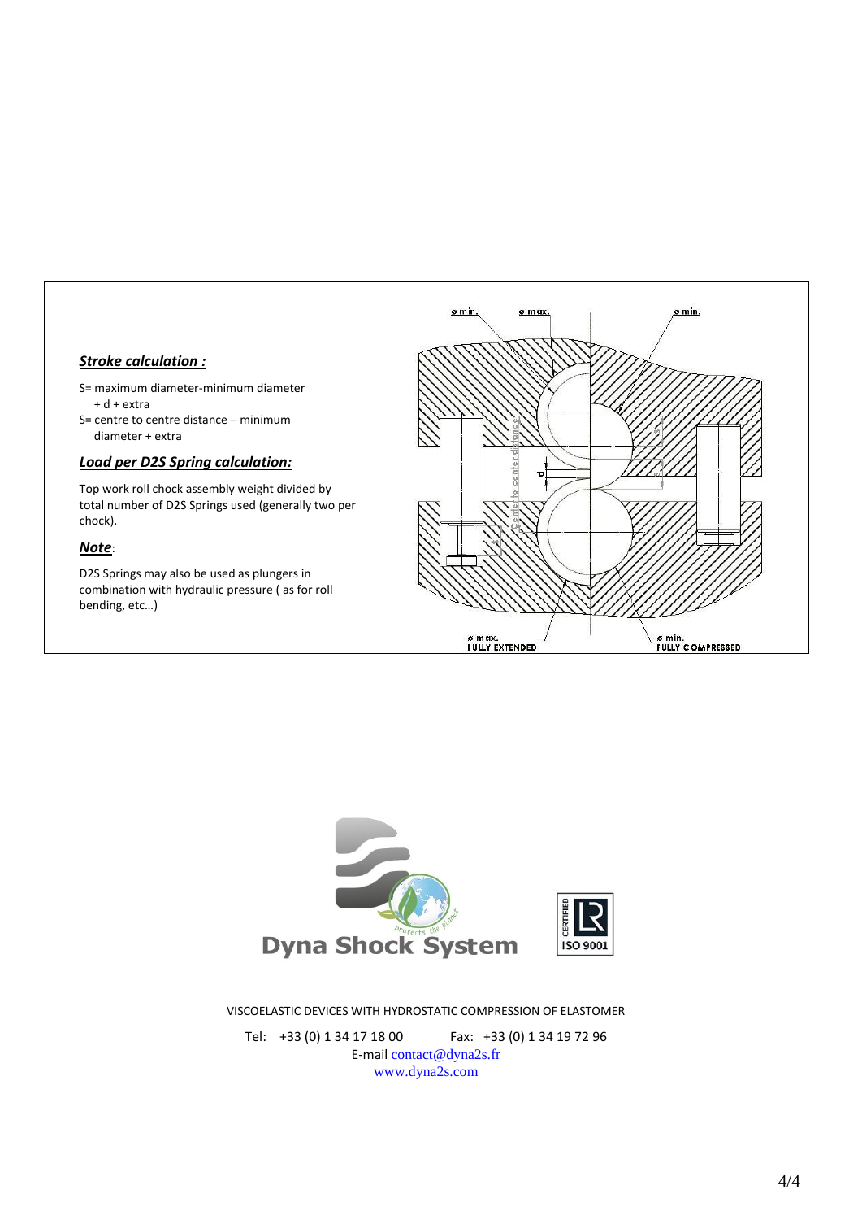***Stroke calculation :***

S= maximum diameter-minimum diameter + d + extra

S= centre to centre distance – minimum diameter + extra

***Load per D2S Spring calculation:***

Top work roll chock assembly weight divided by total number of D2S Springs used (generally two per chock).

***Note***:

D2S Springs may also be used as plungers in combination with hydraulic pressure ( as for roll bending, etc…)

ø min.

ø max.

ø min.

Centre to center distance

d

S

ø max.
FULLY EXTENDED

ø min.
FULLY COMPRESSED

Dyna Shock System

Protects the planet

CERTIFIED ISO 9001

VISCOELASTIC DEVICES WITH HYDROSTATIC COMPRESSION OF ELASTOMER

Tel: +33 (0) 1 34 17 18 00 Fax: +33 (0) 1 34 19 72 96

E-mail contact@dyna2s.fr

www.dyna2s.com